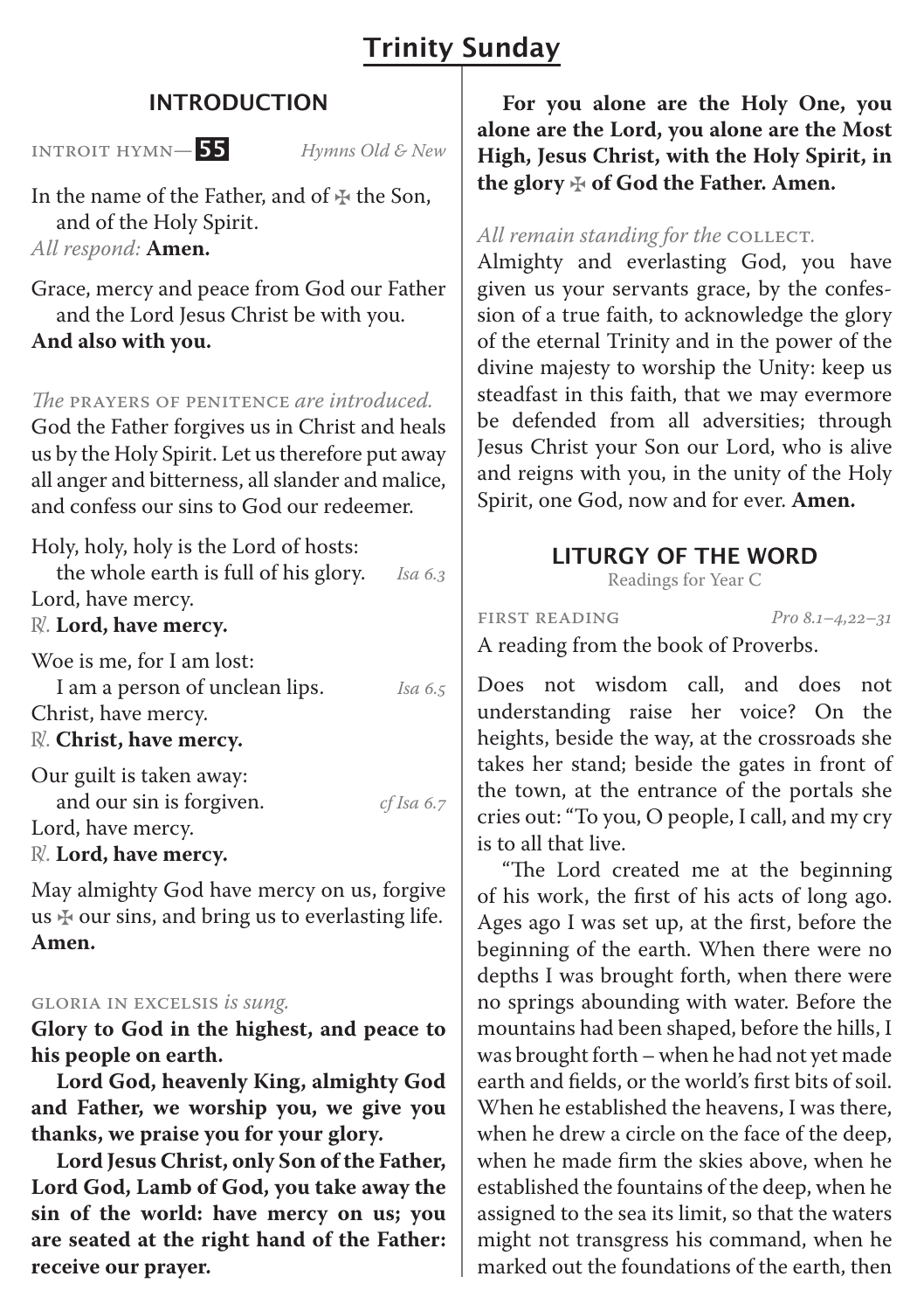# Trinity Sunday

## INTRODUCTION

INTROIT HYMN— **55** *Hymns Old & New*

In the name of the Father, and of ✠ the Son, and of the Holy Spirit.
*All respond:* **Amen.**

Grace, mercy and peace from God our Father and the Lord Jesus Christ be with you.
**And also with you.**

*The* PRAYERS OF PENITENCE *are introduced.*
God the Father forgives us in Christ and heals us by the Holy Spirit. Let us therefore put away all anger and bitterness, all slander and malice, and confess our sins to God our redeemer.

Holy, holy, holy is the Lord of hosts:
the whole earth is full of his glory. *Isa 6.3*
Lord, have mercy.
℟. **Lord, have mercy.**

Woe is me, for I am lost:
I am a person of unclean lips. *Isa 6.5*
Christ, have mercy.
℟. **Christ, have mercy.**

Our guilt is taken away:
and our sin is forgiven. *cf Isa 6.7*
Lord, have mercy.
℟. **Lord, have mercy.**

May almighty God have mercy on us, forgive us ✠ our sins, and bring us to everlasting life.
**Amen.**

GLORIA IN EXCELSIS *is sung.*
**Glory to God in the highest, and peace to his people on earth.**

**Lord God, heavenly King, almighty God and Father, we worship you, we give you thanks, we praise you for your glory.**

**Lord Jesus Christ, only Son of the Father, Lord God, Lamb of God, you take away the sin of the world: have mercy on us; you are seated at the right hand of the Father: receive our prayer.**

**For you alone are the Holy One, you alone are the Lord, you alone are the Most High, Jesus Christ, with the Holy Spirit, in the glory ✠ of God the Father. Amen.**

*All remain standing for the* COLLECT.
Almighty and everlasting God, you have given us your servants grace, by the confession of a true faith, to acknowledge the glory of the eternal Trinity and in the power of the divine majesty to worship the Unity: keep us steadfast in this faith, that we may evermore be defended from all adversities; through Jesus Christ your Son our Lord, who is alive and reigns with you, in the unity of the Holy Spirit, one God, now and for ever. **Amen.**

## LITURGY OF THE WORD

Readings for Year C

FIRST READING *Pro 8.1–4,22–31*

A reading from the book of Proverbs.

Does not wisdom call, and does not understanding raise her voice? On the heights, beside the way, at the crossroads she takes her stand; beside the gates in front of the town, at the entrance of the portals she cries out: "To you, O people, I call, and my cry is to all that live.

"The Lord created me at the beginning of his work, the first of his acts of long ago. Ages ago I was set up, at the first, before the beginning of the earth. When there were no depths I was brought forth, when there were no springs abounding with water. Before the mountains had been shaped, before the hills, I was brought forth – when he had not yet made earth and fields, or the world's first bits of soil. When he established the heavens, I was there, when he drew a circle on the face of the deep, when he made firm the skies above, when he established the fountains of the deep, when he assigned to the sea its limit, so that the waters might not transgress his command, when he marked out the foundations of the earth, then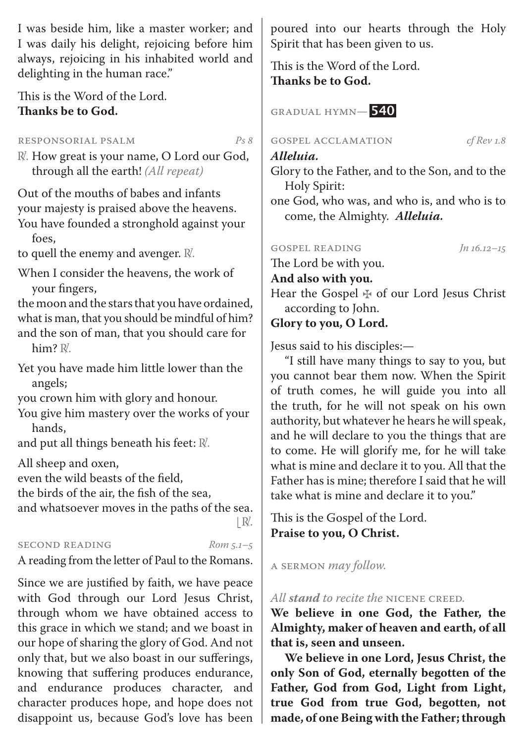I was beside him, like a master worker; and I was daily his delight, rejoicing before him always, rejoicing in his inhabited world and delighting in the human race."

This is the Word of the Lord.
**Thanks be to God.**

RESPONSORIAL PSALM *Ps 8*

℟. How great is your name, O Lord our God, through all the earth! *(All repeat)*

Out of the mouths of babes and infants
your majesty is praised above the heavens.
You have founded a stronghold against your foes,
to quell the enemy and avenger. ℟.

When I consider the heavens, the work of your fingers,
the moon and the stars that you have ordained,
what is man, that you should be mindful of him?
and the son of man, that you should care for him? ℟.

Yet you have made him little lower than the angels;
you crown him with glory and honour.
You give him mastery over the works of your hands,
and put all things beneath his feet: ℟.

All sheep and oxen,
even the wild beasts of the field,
the birds of the air, the fish of the sea,
and whatsoever moves in the paths of the sea. ℟.

SECOND READING *Rom 5.1–5*

A reading from the letter of Paul to the Romans.

Since we are justified by faith, we have peace with God through our Lord Jesus Christ, through whom we have obtained access to this grace in which we stand; and we boast in our hope of sharing the glory of God. And not only that, but we also boast in our sufferings, knowing that suffering produces endurance, and endurance produces character, and character produces hope, and hope does not disappoint us, because God's love has been poured into our hearts through the Holy Spirit that has been given to us.

This is the Word of the Lord.
**Thanks be to God.**

GRADUAL HYMN— **540**

GOSPEL ACCLAMATION *cf Rev 1.8*

***Alleluia.***
Glory to the Father, and to the Son, and to the Holy Spirit:
one God, who was, and who is, and who is to come, the Almighty. ***Alleluia.***

GOSPEL READING *Jn 16.12–15*

The Lord be with you.
**And also with you.**
Hear the Gospel ✠ of our Lord Jesus Christ according to John.
**Glory to you, O Lord.**

Jesus said to his disciples:—

"I still have many things to say to you, but you cannot bear them now. When the Spirit of truth comes, he will guide you into all the truth, for he will not speak on his own authority, but whatever he hears he will speak, and he will declare to you the things that are to come. He will glorify me, for he will take what is mine and declare it to you. All that the Father has is mine; therefore I said that he will take what is mine and declare it to you."

This is the Gospel of the Lord.
**Praise to you, O Christ.**

A SERMON *may follow.*

*All* ***stand*** *to recite the* NICENE CREED.

**We believe in one God, the Father, the Almighty, maker of heaven and earth, of all that is, seen and unseen.**

**We believe in one Lord, Jesus Christ, the only Son of God, eternally begotten of the Father, God from God, Light from Light, true God from true God, begotten, not made, of one Being with the Father; through**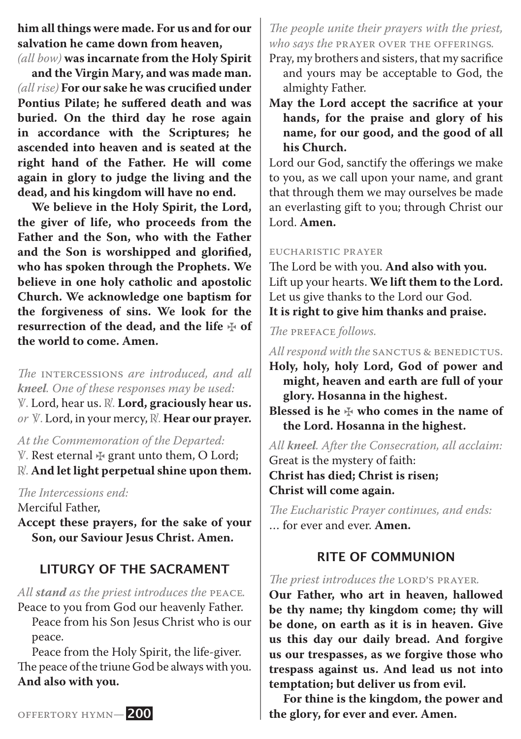**him all things were made. For us and for our salvation he came down from heaven,**
*(all bow)* **was incarnate from the Holy Spirit and the Virgin Mary, and was made man.**
*(all rise)* **For our sake he was crucified under Pontius Pilate; he suffered death and was buried. On the third day he rose again in accordance with the Scriptures; he ascended into heaven and is seated at the right hand of the Father. He will come again in glory to judge the living and the dead, and his kingdom will have no end.**

**We believe in the Holy Spirit, the Lord, the giver of life, who proceeds from the Father and the Son, who with the Father and the Son is worshipped and glorified, who has spoken through the Prophets. We believe in one holy catholic and apostolic Church. We acknowledge one baptism for the forgiveness of sins. We look for the resurrection of the dead, and the life ✠ of the world to come. Amen.**

*The* INTERCESSIONS *are introduced, and all* ***kneel****. One of these responses may be used:*
℣. Lord, hear us. ℟. **Lord, graciously hear us.**
*or* ℣. Lord, in your mercy, ℟. **Hear our prayer.**

*At the Commemoration of the Departed:*
℣. Rest eternal ✠ grant unto them, O Lord;
℟. **And let light perpetual shine upon them.**

*The Intercessions end:*
Merciful Father,
**Accept these prayers, for the sake of your Son, our Saviour Jesus Christ. Amen.**

## LITURGY OF THE SACRAMENT

*All* ***stand*** *as the priest introduces the* PEACE.
Peace to you from God our heavenly Father.
Peace from his Son Jesus Christ who is our peace.
Peace from the Holy Spirit, the life-giver.
The peace of the triune God be always with you.
**And also with you.**

OFFERTORY HYMN— **200**

*The people unite their prayers with the priest, who says the* PRAYER OVER THE OFFERINGS.
Pray, my brothers and sisters, that my sacrifice and yours may be acceptable to God, the almighty Father.
**May the Lord accept the sacrifice at your hands, for the praise and glory of his name, for our good, and the good of all his Church.**
Lord our God, sanctify the offerings we make to you, as we call upon your name, and grant that through them we may ourselves be made an everlasting gift to you; through Christ our Lord. **Amen.**

EUCHARISTIC PRAYER

The Lord be with you. **And also with you.**
Lift up your hearts. **We lift them to the Lord.**
Let us give thanks to the Lord our God.
**It is right to give him thanks and praise.**

*The* PREFACE *follows.*

*All respond with the* SANCTUS & BENEDICTUS.
**Holy, holy, holy Lord, God of power and might, heaven and earth are full of your glory. Hosanna in the highest.**
**Blessed is he ✠ who comes in the name of the Lord. Hosanna in the highest.**

*All* ***kneel****. After the Consecration, all acclaim:*
Great is the mystery of faith:
**Christ has died; Christ is risen;**
**Christ will come again.**

*The Eucharistic Prayer continues, and ends:*
… for ever and ever. **Amen.**

## RITE OF COMMUNION

*The priest introduces the* LORD'S PRAYER.
**Our Father, who art in heaven, hallowed be thy name; thy kingdom come; thy will be done, on earth as it is in heaven. Give us this day our daily bread. And forgive us our trespasses, as we forgive those who trespass against us. And lead us not into temptation; but deliver us from evil.**

**For thine is the kingdom, the power and the glory, for ever and ever. Amen.**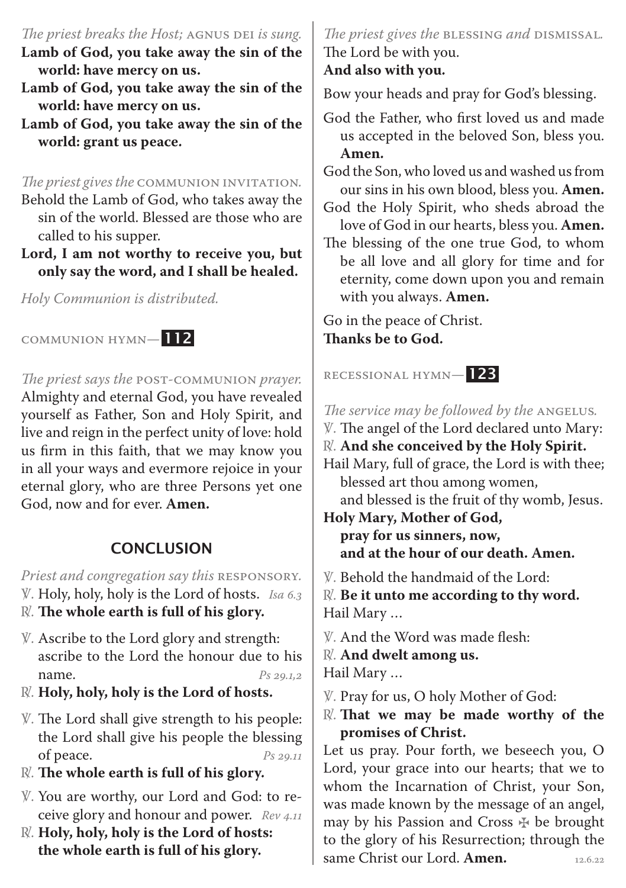*The priest breaks the Host;* AGNUS DEI *is sung.*

**Lamb of God, you take away the sin of the world: have mercy on us.**

**Lamb of God, you take away the sin of the world: have mercy on us.**

**Lamb of God, you take away the sin of the world: grant us peace.**

*The priest gives the* COMMUNION INVITATION.

Behold the Lamb of God, who takes away the sin of the world. Blessed are those who are called to his supper.

**Lord, I am not worthy to receive you, but only say the word, and I shall be healed.**

*Holy Communion is distributed.*

COMMUNION HYMN— **112**

*The priest says the* POST-COMMUNION *prayer.*

Almighty and eternal God, you have revealed yourself as Father, Son and Holy Spirit, and live and reign in the perfect unity of love: hold us firm in this faith, that we may know you in all your ways and evermore rejoice in your eternal glory, who are three Persons yet one God, now and for ever. **Amen.**

## CONCLUSION

*Priest and congregation say this* RESPONSORY.

℣. Holy, holy, holy is the Lord of hosts. *Isa 6.3*

℟. **The whole earth is full of his glory.**

℣. Ascribe to the Lord glory and strength: ascribe to the Lord the honour due to his name. *Ps 29.1,2*

℟. **Holy, holy, holy is the Lord of hosts.**

℣. The Lord shall give strength to his people: the Lord shall give his people the blessing of peace. *Ps 29.11*

℟. **The whole earth is full of his glory.**

℣. You are worthy, our Lord and God: to receive glory and honour and power. *Rev 4.11*

℟. **Holy, holy, holy is the Lord of hosts: the whole earth is full of his glory.**

*The priest gives the* BLESSING *and* DISMISSAL.

The Lord be with you.

**And also with you.**

Bow your heads and pray for God's blessing.

God the Father, who first loved us and made us accepted in the beloved Son, bless you. **Amen.**

God the Son, who loved us and washed us from our sins in his own blood, bless you. **Amen.**

God the Holy Spirit, who sheds abroad the love of God in our hearts, bless you. **Amen.**

The blessing of the one true God, to whom be all love and all glory for time and for eternity, come down upon you and remain with you always. **Amen.**

Go in the peace of Christ.

**Thanks be to God.**

RECESSIONAL HYMN— **123**

*The service may be followed by the* ANGELUS.

℣. The angel of the Lord declared unto Mary:

℟. **And she conceived by the Holy Spirit.**

Hail Mary, full of grace, the Lord is with thee;
blessed art thou among women,
and blessed is the fruit of thy womb, Jesus.

**Holy Mary, Mother of God,
pray for us sinners, now,
and at the hour of our death. Amen.**

℣. Behold the handmaid of the Lord:

℟. **Be it unto me according to thy word.**

Hail Mary …

℣. And the Word was made flesh:

℟. **And dwelt among us.**

Hail Mary …

℣. Pray for us, O holy Mother of God:

℟. **That we may be made worthy of the promises of Christ.**

Let us pray. Pour forth, we beseech you, O Lord, your grace into our hearts; that we to whom the Incarnation of Christ, your Son, was made known by the message of an angel, may by his Passion and Cross ✠ be brought to the glory of his Resurrection; through the same Christ our Lord. **Amen.**

12.6.22